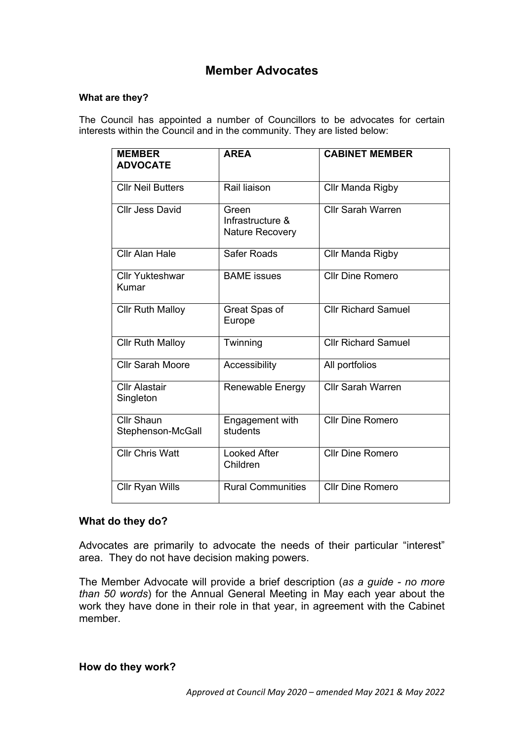# Member Advocates

**What are they?**

The Council has appointed a number of Councillors to be advocates for certain interests within the Council and in the community. They are listed below:

| MEMBER ADVOCATE | AREA | CABINET MEMBER |
|---|---|---|
| Cllr Neil Butters | Rail liaison | Cllr Manda Rigby |
| Cllr Jess David | Green Infrastructure & Nature Recovery | Cllr Sarah Warren |
| Cllr Alan Hale | Safer Roads | Cllr Manda Rigby |
| Cllr Yukteshwar Kumar | BAME issues | Cllr Dine Romero |
| Cllr Ruth Malloy | Great Spas of Europe | Cllr Richard Samuel |
| Cllr Ruth Malloy | Twinning | Cllr Richard Samuel |
| Cllr Sarah Moore | Accessibility | All portfolios |
| Cllr Alastair Singleton | Renewable Energy | Cllr Sarah Warren |
| Cllr Shaun Stephenson-McGall | Engagement with students | Cllr Dine Romero |
| Cllr Chris Watt | Looked After Children | Cllr Dine Romero |
| Cllr Ryan Wills | Rural Communities | Cllr Dine Romero |

## What do they do?

Advocates are primarily to advocate the needs of their particular "interest" area. They do not have decision making powers.

The Member Advocate will provide a brief description (*as a guide - no more than 50 words*) for the Annual General Meeting in May each year about the work they have done in their role in that year, in agreement with the Cabinet member.

## How do they work?

*Approved at Council May 2020 – amended May 2021 & May 2022*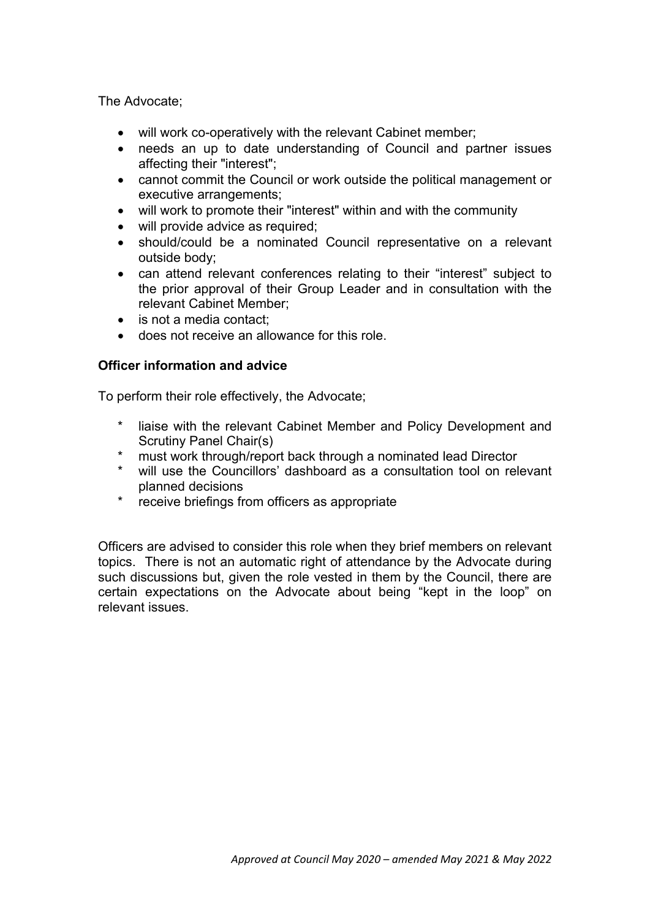The Advocate;

- will work co-operatively with the relevant Cabinet member;
- needs an up to date understanding of Council and partner issues affecting their "interest";
- cannot commit the Council or work outside the political management or executive arrangements;
- will work to promote their "interest" within and with the community
- will provide advice as required;
- should/could be a nominated Council representative on a relevant outside body;
- can attend relevant conferences relating to their "interest" subject to the prior approval of their Group Leader and in consultation with the relevant Cabinet Member;
- is not a media contact;
- does not receive an allowance for this role.

**Officer information and advice**

To perform their role effectively, the Advocate;

* liaise with the relevant Cabinet Member and Policy Development and Scrutiny Panel Chair(s)
* must work through/report back through a nominated lead Director
* will use the Councillors' dashboard as a consultation tool on relevant planned decisions
* receive briefings from officers as appropriate

Officers are advised to consider this role when they brief members on relevant topics. There is not an automatic right of attendance by the Advocate during such discussions but, given the role vested in them by the Council, there are certain expectations on the Advocate about being "kept in the loop" on relevant issues.

*Approved at Council May 2020 – amended May 2021 & May 2022*